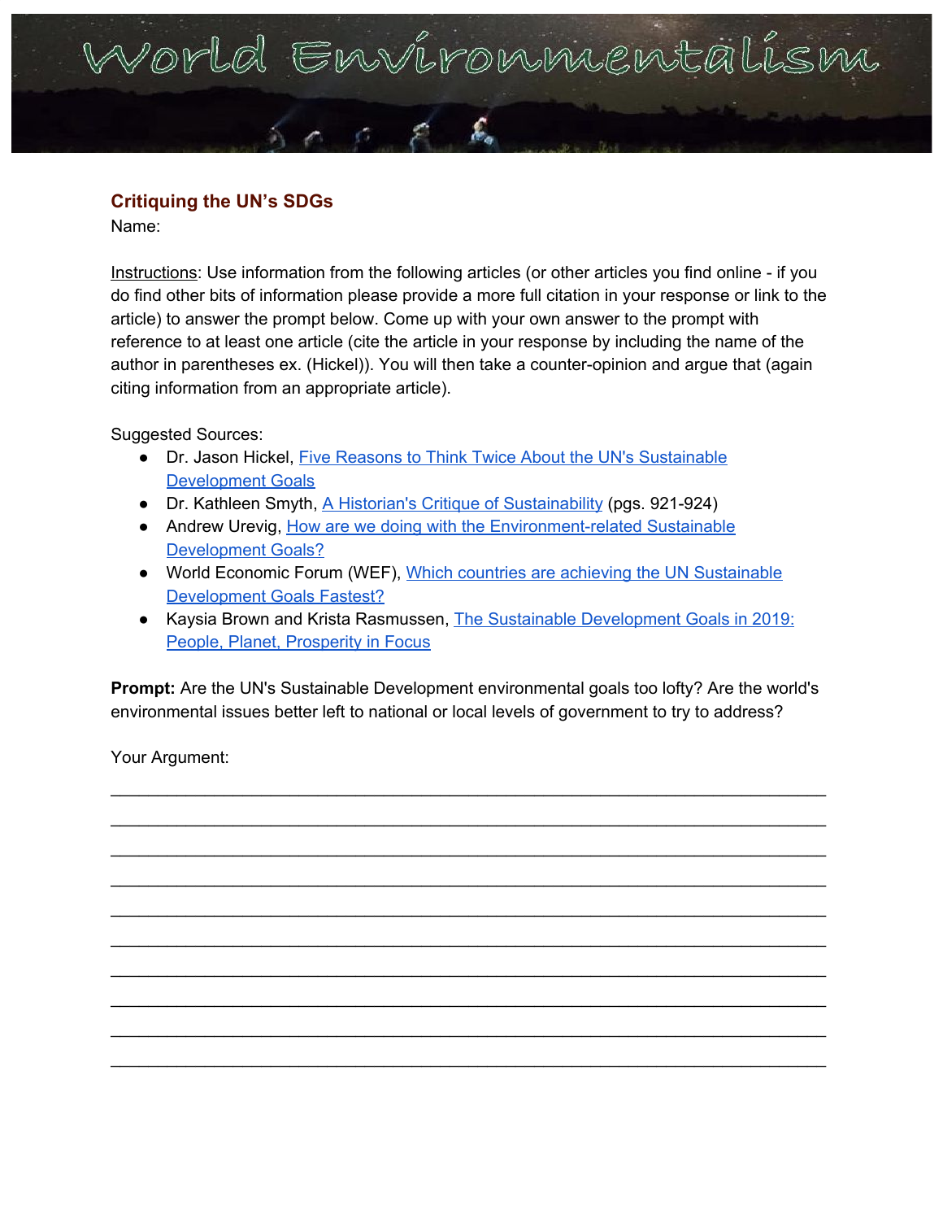# World Environmentalism

## Critiquing the UN's SDGs

Name:

Instructions: Use information from the following articles (or other articles you find online - if you do find other bits of information please provide a more full citation in your response or link to the article) to answer the prompt below. Come up with your own answer to the prompt with reference to at least one article (cite the article in your response by including the name of the author in parentheses ex. (Hickel)). You will then take a counter-opinion and argue that (again citing information from an appropriate article).

Suggested Sources:

- Dr. Jason Hickel, Five Reasons to Think Twice About the UN's Sustainable Development Goals
- Dr. Kathleen Smyth, A Historian's Critique of Sustainability (pgs. 921-924)
- Andrew Urevig, How are we doing with the Environment-related Sustainable Development Goals?
- World Economic Forum (WEF), Which countries are achieving the UN Sustainable Development Goals Fastest?
- Kaysia Brown and Krista Rasmussen, The Sustainable Development Goals in 2019: People, Planet, Prosperity in Focus

**Prompt:** Are the UN's Sustainable Development environmental goals too lofty? Are the world's environmental issues better left to national or local levels of government to try to address?

Your Argument:

______________________________________________________________________

______________________________________________________________________

______________________________________________________________________

______________________________________________________________________

______________________________________________________________________

______________________________________________________________________

______________________________________________________________________

______________________________________________________________________

______________________________________________________________________

______________________________________________________________________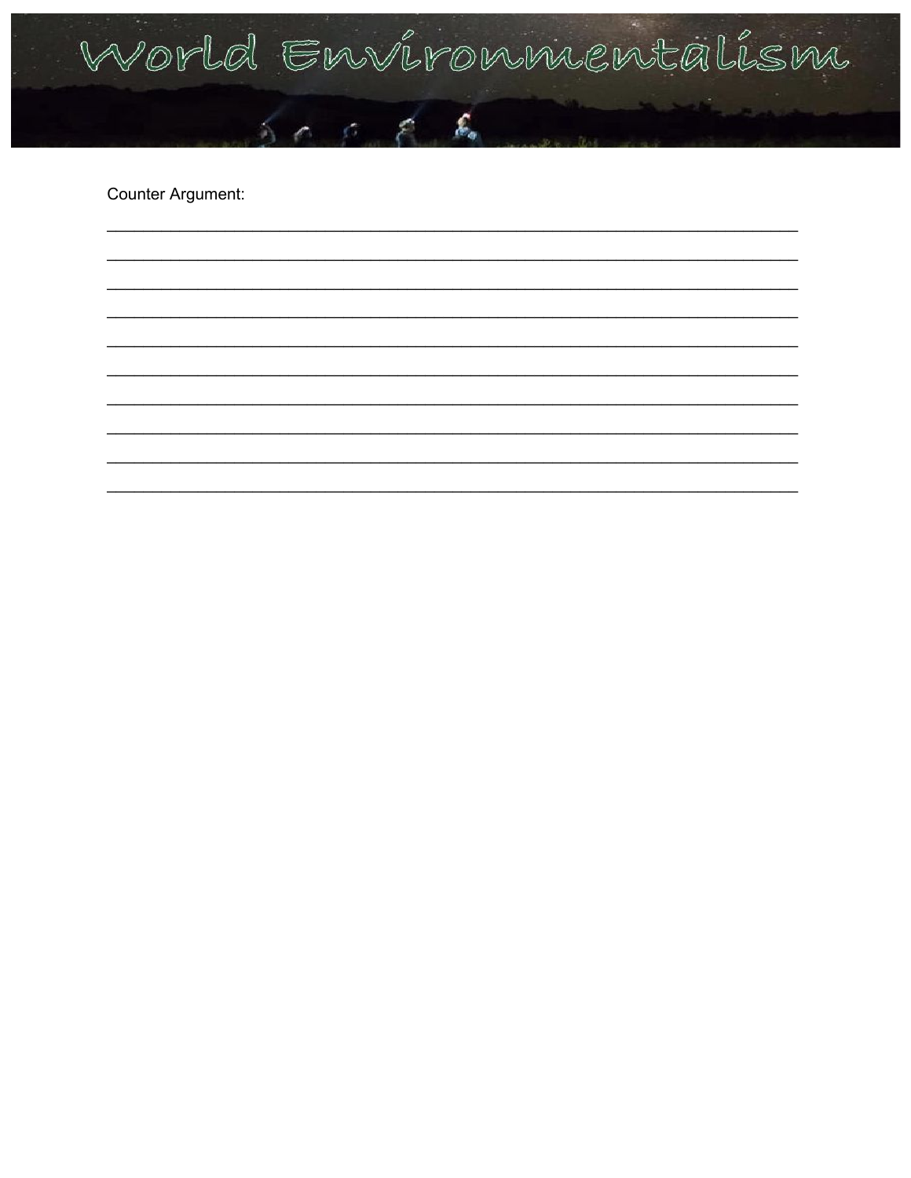Counter Argument:

______________________________________________________________________________

______________________________________________________________________________

______________________________________________________________________________

______________________________________________________________________________

______________________________________________________________________________

______________________________________________________________________________

______________________________________________________________________________

______________________________________________________________________________

______________________________________________________________________________

______________________________________________________________________________